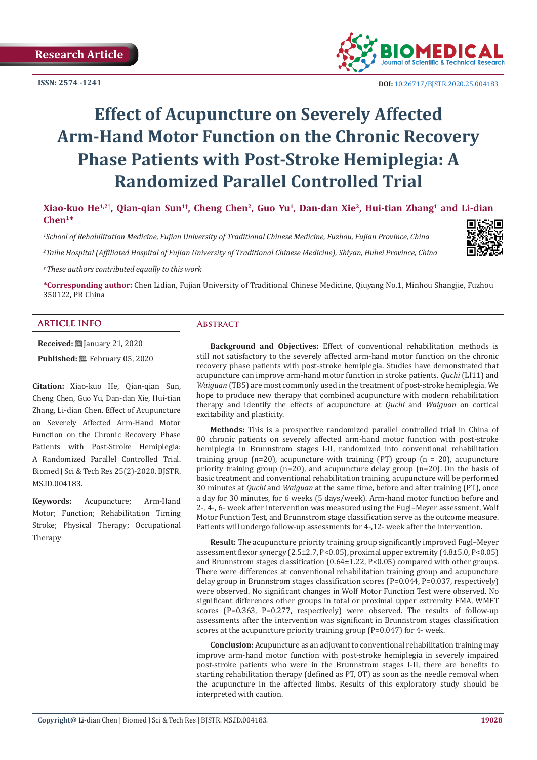Research Article

ISSN: 2574 -1241

DOI: 10.26717/BJSTR.2020.25.004183

# Effect of Acupuncture on Severely Affected Arm-Hand Motor Function on the Chronic Recovery Phase Patients with Post-Stroke Hemiplegia: A Randomized Parallel Controlled Trial

**Xiao-kuo He[1,2†], Qian-qian Sun[1†], Cheng Chen[2], Guo Yu[1], Dan-dan Xie[2], Hui-tian Zhang[1] and Li-dian Chen[1*]**

[1]*School of Rehabilitation Medicine, Fujian University of Traditional Chinese Medicine, Fuzhou, Fujian Province, China*

[2]*Taihe Hospital (Affiliated Hospital of Fujian University of Traditional Chinese Medicine), Shiyan, Hubei Province, China*

[†]*These authors contributed equally to this work*

**\*Corresponding author:** Chen Lidian, Fujian University of Traditional Chinese Medicine, Qiuyang No.1, Minhou Shangjie, Fuzhou 350122, PR China

## ARTICLE INFO

**Received:** January 21, 2020

**Published:** February 05, 2020

**Citation:** Xiao-kuo He, Qian-qian Sun, Cheng Chen, Guo Yu, Dan-dan Xie, Hui-tian Zhang, Li-dian Chen. Effect of Acupuncture on Severely Affected Arm-Hand Motor Function on the Chronic Recovery Phase Patients with Post-Stroke Hemiplegia: A Randomized Parallel Controlled Trial. Biomed J Sci & Tech Res 25(2)-2020. BJSTR. MS.ID.004183.

**Keywords:** Acupuncture; Arm-Hand Motor; Function; Rehabilitation Timing Stroke; Physical Therapy; Occupational Therapy

## Abstract

**Background and Objectives:** Effect of conventional rehabilitation methods is still not satisfactory to the severely affected arm-hand motor function on the chronic recovery phase patients with post-stroke hemiplegia. Studies have demonstrated that acupuncture can improve arm-hand motor function in stroke patients. *Quchi* (LI11) and *Waiguan* (TB5) are most commonly used in the treatment of post-stroke hemiplegia. We hope to produce new therapy that combined acupuncture with modern rehabilitation therapy and identify the effects of acupuncture at *Quchi* and *Waiguan* on cortical excitability and plasticity.

**Methods:** This is a prospective randomized parallel controlled trial in China of 80 chronic patients on severely affected arm-hand motor function with post-stroke hemiplegia in Brunnstrom stages I-II, randomized into conventional rehabilitation training group (n=20), acupuncture with training (PT) group (n = 20), acupuncture priority training group (n=20), and acupuncture delay group (n=20). On the basis of basic treatment and conventional rehabilitation training, acupuncture will be performed 30 minutes at *Quchi* and *Waiguan* at the same time, before and after training (PT), once a day for 30 minutes, for 6 weeks (5 days/week). Arm-hand motor function before and 2-, 4-, 6- week after intervention was measured using the Fugl–Meyer assessment, Wolf Motor Function Test, and Brunnstrom stage classification serve as the outcome measure. Patients will undergo follow-up assessments for 4-,12- week after the intervention.

**Result:** The acupuncture priority training group significantly improved Fugl–Meyer assessment flexor synergy (2.5±2.7, $P<0.05$), proximal upper extremity (4.8±5.0, $P<0.05$) and Brunnstrom stages classification (0.64±1.22, $P<0.05$) compared with other groups. There were differences at conventional rehabilitation training group and acupuncture delay group in Brunnstrom stages classification scores ($P=0.044$, $P=0.037$, respectively) were observed. No significant changes in Wolf Motor Function Test were observed. No significant differences other groups in total or proximal upper extremity FMA, WMFT scores ($P=0.363$, $P=0.277$, respectively) were observed. The results of follow-up assessments after the intervention was significant in Brunnstrom stages classification scores at the acupuncture priority training group ($P=0.047$) for 4- week.

**Conclusion:** Acupuncture as an adjuvant to conventional rehabilitation training may improve arm-hand motor function with post-stroke hemiplegia in severely impaired post-stroke patients who were in the Brunnstrom stages I-II, there are benefits to starting rehabilitation therapy (defined as PT, OT) as soon as the needle removal when the acupuncture in the affected limbs. Results of this exploratory study should be interpreted with caution.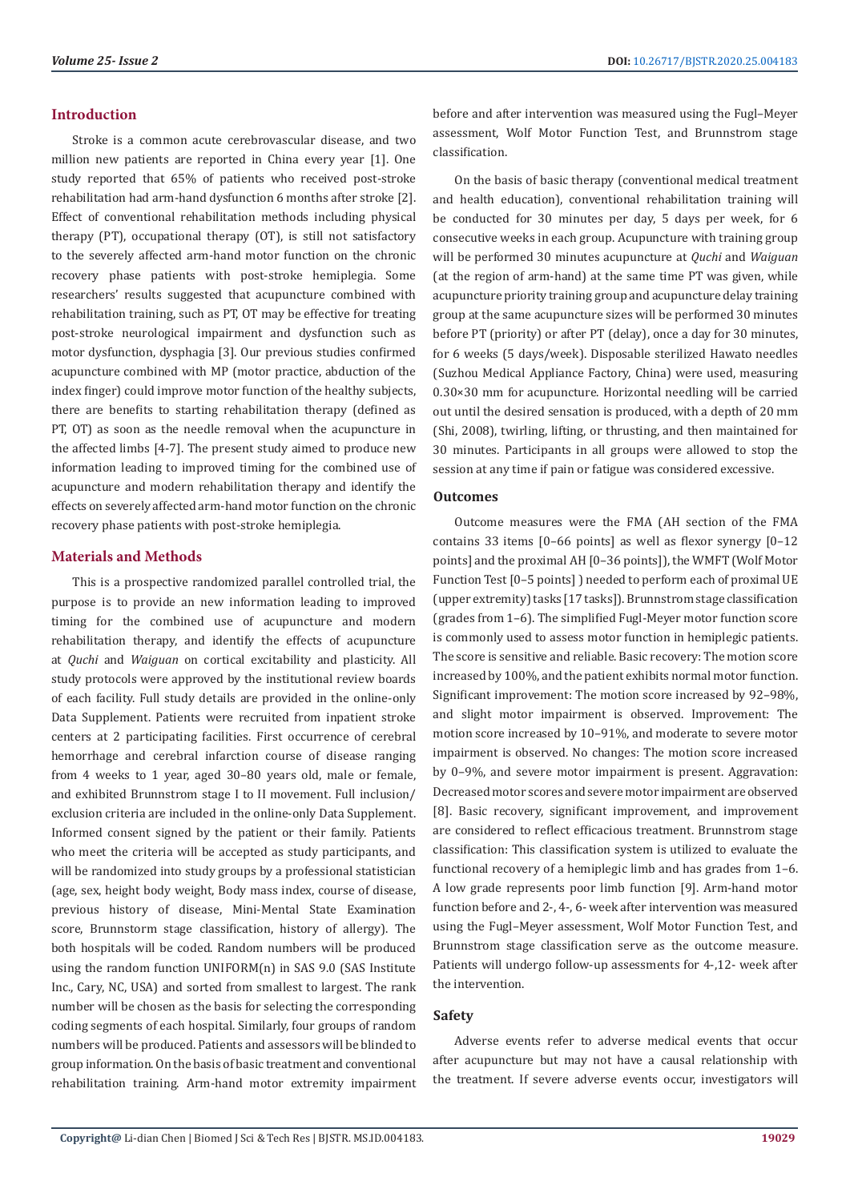## Introduction

Stroke is a common acute cerebrovascular disease, and two million new patients are reported in China every year [1]. One study reported that 65% of patients who received post-stroke rehabilitation had arm-hand dysfunction 6 months after stroke [2]. Effect of conventional rehabilitation methods including physical therapy (PT), occupational therapy (OT), is still not satisfactory to the severely affected arm-hand motor function on the chronic recovery phase patients with post-stroke hemiplegia. Some researchers' results suggested that acupuncture combined with rehabilitation training, such as PT, OT may be effective for treating post-stroke neurological impairment and dysfunction such as motor dysfunction, dysphagia [3]. Our previous studies confirmed acupuncture combined with MP (motor practice, abduction of the index finger) could improve motor function of the healthy subjects, there are benefits to starting rehabilitation therapy (defined as PT, OT) as soon as the needle removal when the acupuncture in the affected limbs [4-7]. The present study aimed to produce new information leading to improved timing for the combined use of acupuncture and modern rehabilitation therapy and identify the effects on severely affected arm-hand motor function on the chronic recovery phase patients with post-stroke hemiplegia.

## Materials and Methods

This is a prospective randomized parallel controlled trial, the purpose is to provide an new information leading to improved timing for the combined use of acupuncture and modern rehabilitation therapy, and identify the effects of acupuncture at *Quchi* and *Waiguan* on cortical excitability and plasticity. All study protocols were approved by the institutional review boards of each facility. Full study details are provided in the online-only Data Supplement. Patients were recruited from inpatient stroke centers at 2 participating facilities. First occurrence of cerebral hemorrhage and cerebral infarction course of disease ranging from 4 weeks to 1 year, aged 30–80 years old, male or female, and exhibited Brunnstrom stage I to II movement. Full inclusion/exclusion criteria are included in the online-only Data Supplement. Informed consent signed by the patient or their family. Patients who meet the criteria will be accepted as study participants, and will be randomized into study groups by a professional statistician (age, sex, height body weight, Body mass index, course of disease, previous history of disease, Mini-Mental State Examination score, Brunnstorm stage classification, history of allergy). The both hospitals will be coded. Random numbers will be produced using the random function UNIFORM(n) in SAS 9.0 (SAS Institute Inc., Cary, NC, USA) and sorted from smallest to largest. The rank number will be chosen as the basis for selecting the corresponding coding segments of each hospital. Similarly, four groups of random numbers will be produced. Patients and assessors will be blinded to group information. On the basis of basic treatment and conventional rehabilitation training. Arm-hand motor extremity impairment before and after intervention was measured using the Fugl–Meyer assessment, Wolf Motor Function Test, and Brunnstrom stage classification.

On the basis of basic therapy (conventional medical treatment and health education), conventional rehabilitation training will be conducted for 30 minutes per day, 5 days per week, for 6 consecutive weeks in each group. Acupuncture with training group will be performed 30 minutes acupuncture at *Quchi* and *Waiguan* (at the region of arm-hand) at the same time PT was given, while acupuncture priority training group and acupuncture delay training group at the same acupuncture sizes will be performed 30 minutes before PT (priority) or after PT (delay), once a day for 30 minutes, for 6 weeks (5 days/week). Disposable sterilized Hawato needles (Suzhou Medical Appliance Factory, China) were used, measuring 0.30×30 mm for acupuncture. Horizontal needling will be carried out until the desired sensation is produced, with a depth of 20 mm (Shi, 2008), twirling, lifting, or thrusting, and then maintained for 30 minutes. Participants in all groups were allowed to stop the session at any time if pain or fatigue was considered excessive.

### Outcomes

Outcome measures were the FMA (AH section of the FMA contains 33 items [0–66 points] as well as flexor synergy [0–12 points] and the proximal AH [0–36 points]), the WMFT (Wolf Motor Function Test [0–5 points] ) needed to perform each of proximal UE (upper extremity) tasks [17 tasks]). Brunnstrom stage classification (grades from 1–6). The simplified Fugl-Meyer motor function score is commonly used to assess motor function in hemiplegic patients. The score is sensitive and reliable. Basic recovery: The motion score increased by 100%, and the patient exhibits normal motor function. Significant improvement: The motion score increased by 92–98%, and slight motor impairment is observed. Improvement: The motion score increased by 10–91%, and moderate to severe motor impairment is observed. No changes: The motion score increased by 0–9%, and severe motor impairment is present. Aggravation: Decreased motor scores and severe motor impairment are observed [8]. Basic recovery, significant improvement, and improvement are considered to reflect efficacious treatment. Brunnstrom stage classification: This classification system is utilized to evaluate the functional recovery of a hemiplegic limb and has grades from 1–6. A low grade represents poor limb function [9]. Arm-hand motor function before and 2-, 4-, 6- week after intervention was measured using the Fugl–Meyer assessment, Wolf Motor Function Test, and Brunnstrom stage classification serve as the outcome measure. Patients will undergo follow-up assessments for 4-,12- week after the intervention.

### Safety

Adverse events refer to adverse medical events that occur after acupuncture but may not have a causal relationship with the treatment. If severe adverse events occur, investigators will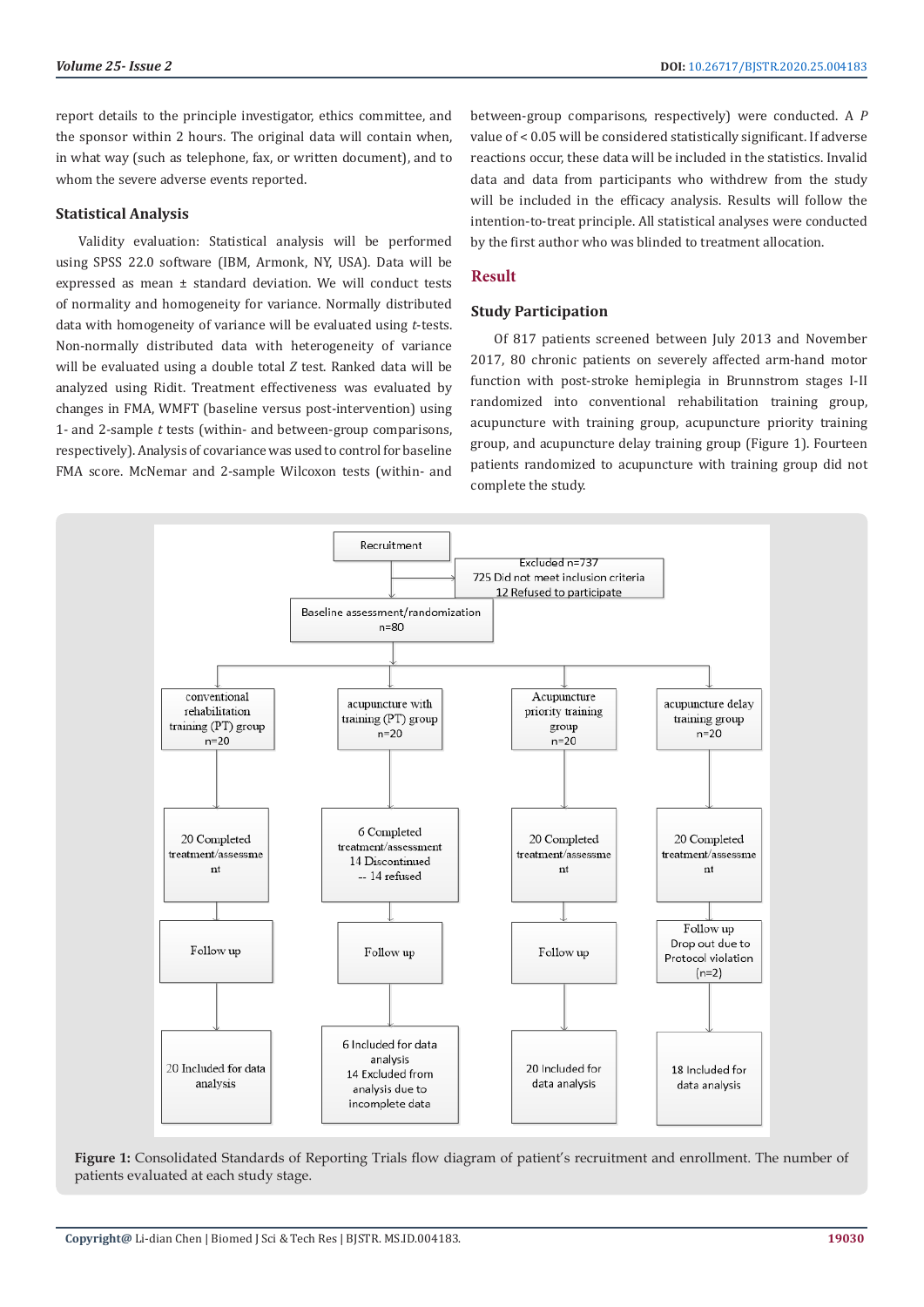report details to the principle investigator, ethics committee, and the sponsor within 2 hours. The original data will contain when, in what way (such as telephone, fax, or written document), and to whom the severe adverse events reported.

### Statistical Analysis

Validity evaluation: Statistical analysis will be performed using SPSS 22.0 software (IBM, Armonk, NY, USA). Data will be expressed as mean ± standard deviation. We will conduct tests of normality and homogeneity for variance. Normally distributed data with homogeneity of variance will be evaluated using *t*-tests. Non-normally distributed data with heterogeneity of variance will be evaluated using a double total *Z* test. Ranked data will be analyzed using Ridit. Treatment effectiveness was evaluated by changes in FMA, WMFT (baseline versus post-intervention) using 1- and 2-sample *t* tests (within- and between-group comparisons, respectively). Analysis of covariance was used to control for baseline FMA score. McNemar and 2-sample Wilcoxon tests (within- and between-group comparisons, respectively) were conducted. A *P* value of < 0.05 will be considered statistically significant. If adverse reactions occur, these data will be included in the statistics. Invalid data and data from participants who withdrew from the study will be included in the efficacy analysis. Results will follow the intention-to-treat principle. All statistical analyses were conducted by the first author who was blinded to treatment allocation.

## Result

### Study Participation

Of 817 patients screened between July 2013 and November 2017, 80 chronic patients on severely affected arm-hand motor function with post-stroke hemiplegia in Brunnstrom stages I-II randomized into conventional rehabilitation training group, acupuncture with training group, acupuncture priority training group, and acupuncture delay training group (Figure 1). Fourteen patients randomized to acupuncture with training group did not complete the study.

**Figure 1:** Consolidated Standards of Reporting Trials flow diagram of patient's recruitment and enrollment. The number of patients evaluated at each study stage.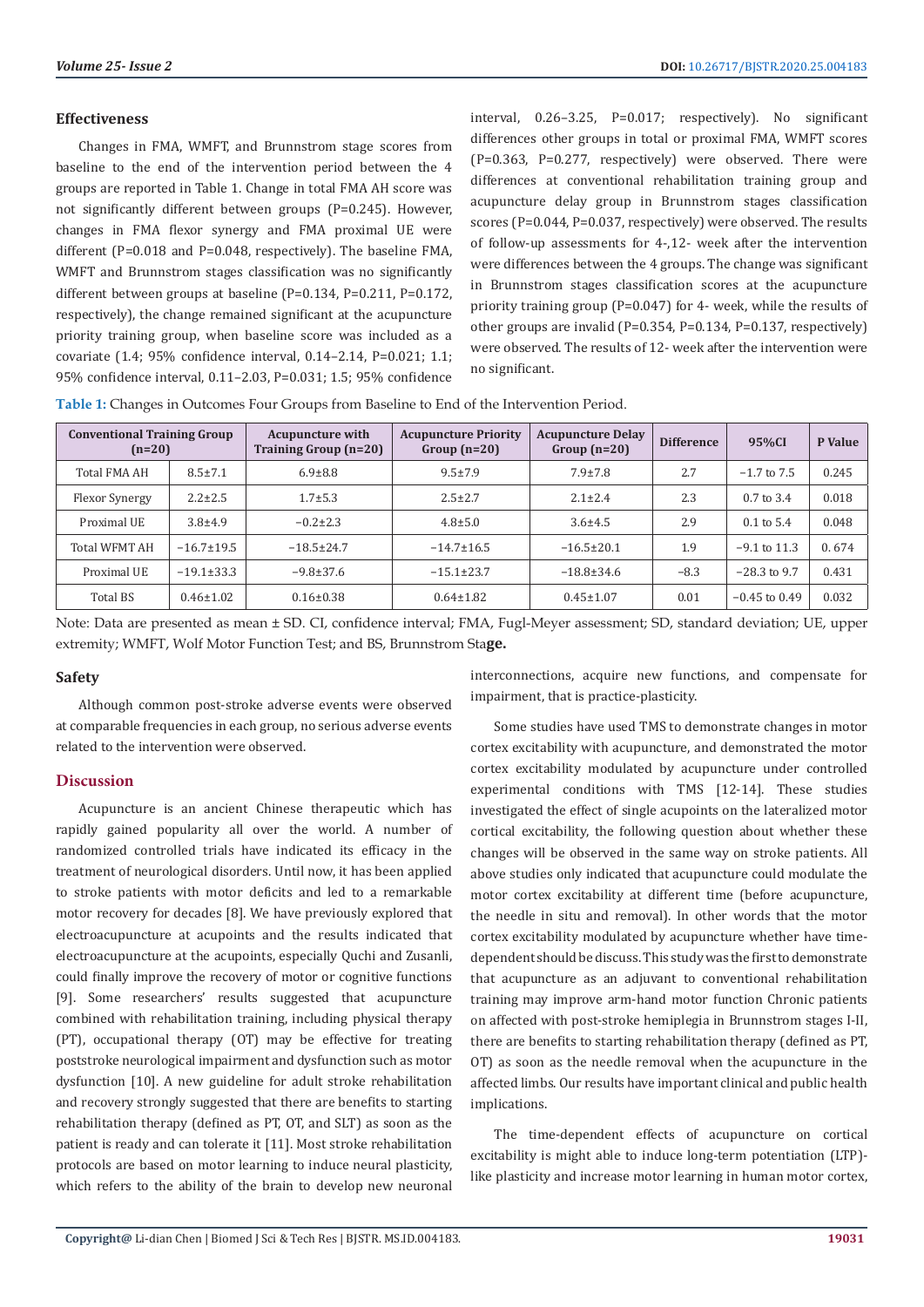### Effectiveness

Changes in FMA, WMFT, and Brunnstrom stage scores from baseline to the end of the intervention period between the 4 groups are reported in Table 1. Change in total FMA AH score was not significantly different between groups (P=0.245). However, changes in FMA flexor synergy and FMA proximal UE were different (P=0.018 and P=0.048, respectively). The baseline FMA, WMFT and Brunnstrom stages classification was no significantly different between groups at baseline (P=0.134, P=0.211, P=0.172, respectively), the change remained significant at the acupuncture priority training group, when baseline score was included as a covariate (1.4; 95% confidence interval, 0.14–2.14, P=0.021; 1.1; 95% confidence interval, 0.11–2.03, P=0.031; 1.5; 95% confidence interval, 0.26–3.25, P=0.017; respectively). No significant differences other groups in total or proximal FMA, WMFT scores (P=0.363, P=0.277, respectively) were observed. There were differences at conventional rehabilitation training group and acupuncture delay group in Brunnstrom stages classification scores (P=0.044, P=0.037, respectively) were observed. The results of follow-up assessments for 4-,12- week after the intervention were differences between the 4 groups. The change was significant in Brunnstrom stages classification scores at the acupuncture priority training group (P=0.047) for 4- week, while the results of other groups are invalid (P=0.354, P=0.134, P=0.137, respectively) were observed. The results of 12- week after the intervention were no significant.

**Table 1:** Changes in Outcomes Four Groups from Baseline to End of the Intervention Period.

| Conventional Training Group (n=20) | | Acupuncture with Training Group (n=20) | Acupuncture Priority Group (n=20) | Acupuncture Delay Group (n=20) | Difference | 95%CI | P Value |
|---|---|---|---|---|---|---|---|
| Total FMA AH | 8.5±7.1 | 6.9±8.8 | 9.5±7.9 | 7.9±7.8 | 2.7 | −1.7 to 7.5 | 0.245 |
| Flexor Synergy | 2.2±2.5 | 1.7±5.3 | 2.5±2.7 | 2.1±2.4 | 2.3 | 0.7 to 3.4 | 0.018 |
| Proximal UE | 3.8±4.9 | −0.2±2.3 | 4.8±5.0 | 3.6±4.5 | 2.9 | 0.1 to 5.4 | 0.048 |
| Total WFMT AH | −16.7±19.5 | −18.5±24.7 | −14.7±16.5 | −16.5±20.1 | 1.9 | −9.1 to 11.3 | 0. 674 |
| Proximal UE | −19.1±33.3 | −9.8±37.6 | −15.1±23.7 | −18.8±34.6 | −8.3 | −28.3 to 9.7 | 0.431 |
| Total BS | 0.46±1.02 | 0.16±0.38 | 0.64±1.82 | 0.45±1.07 | 0.01 | −0.45 to 0.49 | 0.032 |

Note: Data are presented as mean ± SD. CI, confidence interval; FMA, Fugl-Meyer assessment; SD, standard deviation; UE, upper extremity; WMFT, Wolf Motor Function Test; and BS, Brunnstrom Stage.

### Safety

Although common post-stroke adverse events were observed at comparable frequencies in each group, no serious adverse events related to the intervention were observed.

## Discussion

Acupuncture is an ancient Chinese therapeutic which has rapidly gained popularity all over the world. A number of randomized controlled trials have indicated its efficacy in the treatment of neurological disorders. Until now, it has been applied to stroke patients with motor deficits and led to a remarkable motor recovery for decades [8]. We have previously explored that electroacupuncture at acupoints and the results indicated that electroacupuncture at the acupoints, especially Quchi and Zusanli, could finally improve the recovery of motor or cognitive functions [9]. Some researchers' results suggested that acupuncture combined with rehabilitation training, including physical therapy (PT), occupational therapy (OT) may be effective for treating poststroke neurological impairment and dysfunction such as motor dysfunction [10]. A new guideline for adult stroke rehabilitation and recovery strongly suggested that there are benefits to starting rehabilitation therapy (defined as PT, OT, and SLT) as soon as the patient is ready and can tolerate it [11]. Most stroke rehabilitation protocols are based on motor learning to induce neural plasticity, which refers to the ability of the brain to develop new neuronal interconnections, acquire new functions, and compensate for impairment, that is practice-plasticity.

Some studies have used TMS to demonstrate changes in motor cortex excitability with acupuncture, and demonstrated the motor cortex excitability modulated by acupuncture under controlled experimental conditions with TMS [12-14]. These studies investigated the effect of single acupoints on the lateralized motor cortical excitability, the following question about whether these changes will be observed in the same way on stroke patients. All above studies only indicated that acupuncture could modulate the motor cortex excitability at different time (before acupuncture, the needle in situ and removal). In other words that the motor cortex excitability modulated by acupuncture whether have time-dependent should be discuss. This study was the first to demonstrate that acupuncture as an adjuvant to conventional rehabilitation training may improve arm-hand motor function Chronic patients on affected with post-stroke hemiplegia in Brunnstrom stages I-II, there are benefits to starting rehabilitation therapy (defined as PT, OT) as soon as the needle removal when the acupuncture in the affected limbs. Our results have important clinical and public health implications.

The time-dependent effects of acupuncture on cortical excitability is might able to induce long-term potentiation (LTP)-like plasticity and increase motor learning in human motor cortex,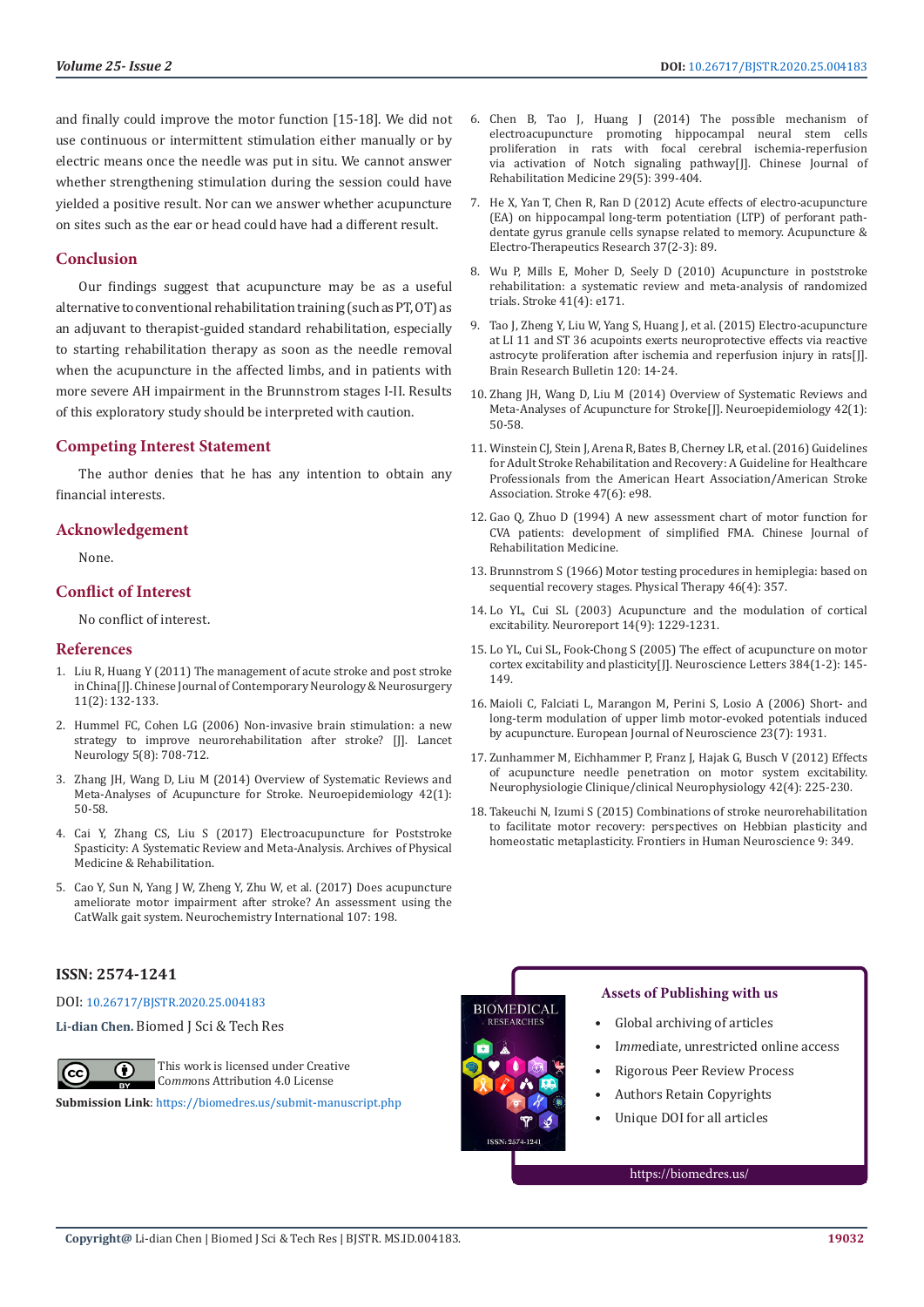and finally could improve the motor function [15-18]. We did not use continuous or intermittent stimulation either manually or by electric means once the needle was put in situ. We cannot answer whether strengthening stimulation during the session could have yielded a positive result. Nor can we answer whether acupuncture on sites such as the ear or head could have had a different result.

## Conclusion

Our findings suggest that acupuncture may be as a useful alternative to conventional rehabilitation training (such as PT, OT) as an adjuvant to therapist-guided standard rehabilitation, especially to starting rehabilitation therapy as soon as the needle removal when the acupuncture in the affected limbs, and in patients with more severe AH impairment in the Brunnstrom stages I-II. Results of this exploratory study should be interpreted with caution.

## Competing Interest Statement

The author denies that he has any intention to obtain any financial interests.

## Acknowledgement

None.

## Conflict of Interest

No conflict of interest.

## References

1. Liu R, Huang Y (2011) The management of acute stroke and post stroke in China[J]. Chinese Journal of Contemporary Neurology & Neurosurgery 11(2): 132-133.
2. Hummel FC, Cohen LG (2006) Non-invasive brain stimulation: a new strategy to improve neurorehabilitation after stroke? [J]. Lancet Neurology 5(8): 708-712.
3. Zhang JH, Wang D, Liu M (2014) Overview of Systematic Reviews and Meta-Analyses of Acupuncture for Stroke. Neuroepidemiology 42(1): 50-58.
4. Cai Y, Zhang CS, Liu S (2017) Electroacupuncture for Poststroke Spasticity: A Systematic Review and Meta-Analysis. Archives of Physical Medicine & Rehabilitation.
5. Cao Y, Sun N, Yang J W, Zheng Y, Zhu W, et al. (2017) Does acupuncture ameliorate motor impairment after stroke? An assessment using the CatWalk gait system. Neurochemistry International 107: 198.
6. Chen B, Tao J, Huang J (2014) The possible mechanism of electroacupuncture promoting hippocampal neural stem cells proliferation in rats with focal cerebral ischemia-reperfusion via activation of Notch signaling pathway[J]. Chinese Journal of Rehabilitation Medicine 29(5): 399-404.
7. He X, Yan T, Chen R, Ran D (2012) Acute effects of electro-acupuncture (EA) on hippocampal long-term potentiation (LTP) of perforant path-dentate gyrus granule cells synapse related to memory. Acupuncture & Electro-Therapeutics Research 37(2-3): 89.
8. Wu P, Mills E, Moher D, Seely D (2010) Acupuncture in poststroke rehabilitation: a systematic review and meta-analysis of randomized trials. Stroke 41(4): e171.
9. Tao J, Zheng Y, Liu W, Yang S, Huang J, et al. (2015) Electro-acupuncture at LI 11 and ST 36 acupoints exerts neuroprotective effects via reactive astrocyte proliferation after ischemia and reperfusion injury in rats[J]. Brain Research Bulletin 120: 14-24.
10. Zhang JH, Wang D, Liu M (2014) Overview of Systematic Reviews and Meta-Analyses of Acupuncture for Stroke[J]. Neuroepidemiology 42(1): 50-58.
11. Winstein CJ, Stein J, Arena R, Bates B, Cherney LR, et al. (2016) Guidelines for Adult Stroke Rehabilitation and Recovery: A Guideline for Healthcare Professionals from the American Heart Association/American Stroke Association. Stroke 47(6): e98.
12. Gao Q, Zhuo D (1994) A new assessment chart of motor function for CVA patients: development of simplified FMA. Chinese Journal of Rehabilitation Medicine.
13. Brunnstrom S (1966) Motor testing procedures in hemiplegia: based on sequential recovery stages. Physical Therapy 46(4): 357.
14. Lo YL, Cui SL (2003) Acupuncture and the modulation of cortical excitability. Neuroreport 14(9): 1229-1231.
15. Lo YL, Cui SL, Fook-Chong S (2005) The effect of acupuncture on motor cortex excitability and plasticity[J]. Neuroscience Letters 384(1-2): 145-149.
16. Maioli C, Falciati L, Marangon M, Perini S, Losio A (2006) Short- and long-term modulation of upper limb motor-evoked potentials induced by acupuncture. European Journal of Neuroscience 23(7): 1931.
17. Zunhammer M, Eichhammer P, Franz J, Hajak G, Busch V (2012) Effects of acupuncture needle penetration on motor system excitability. Neurophysiologie Clinique/clinical Neurophysiology 42(4): 225-230.
18. Takeuchi N, Izumi S (2015) Combinations of stroke neurorehabilitation to facilitate motor recovery: perspectives on Hebbian plasticity and homeostatic metaplasticity. Frontiers in Human Neuroscience 9: 349.

**ISSN: 2574-1241**

DOI: 10.26717/BJSTR.2020.25.004183

**Li-dian Chen.** Biomed J Sci & Tech Res

This work is licensed under Creative Commons Attribution 4.0 License

**Submission Link**: https://biomedres.us/submit-manuscript.php

**Assets of Publishing with us**

- Global archiving of articles
- Immediate, unrestricted online access
- Rigorous Peer Review Process
- Authors Retain Copyrights
- Unique DOI for all articles

https://biomedres.us/